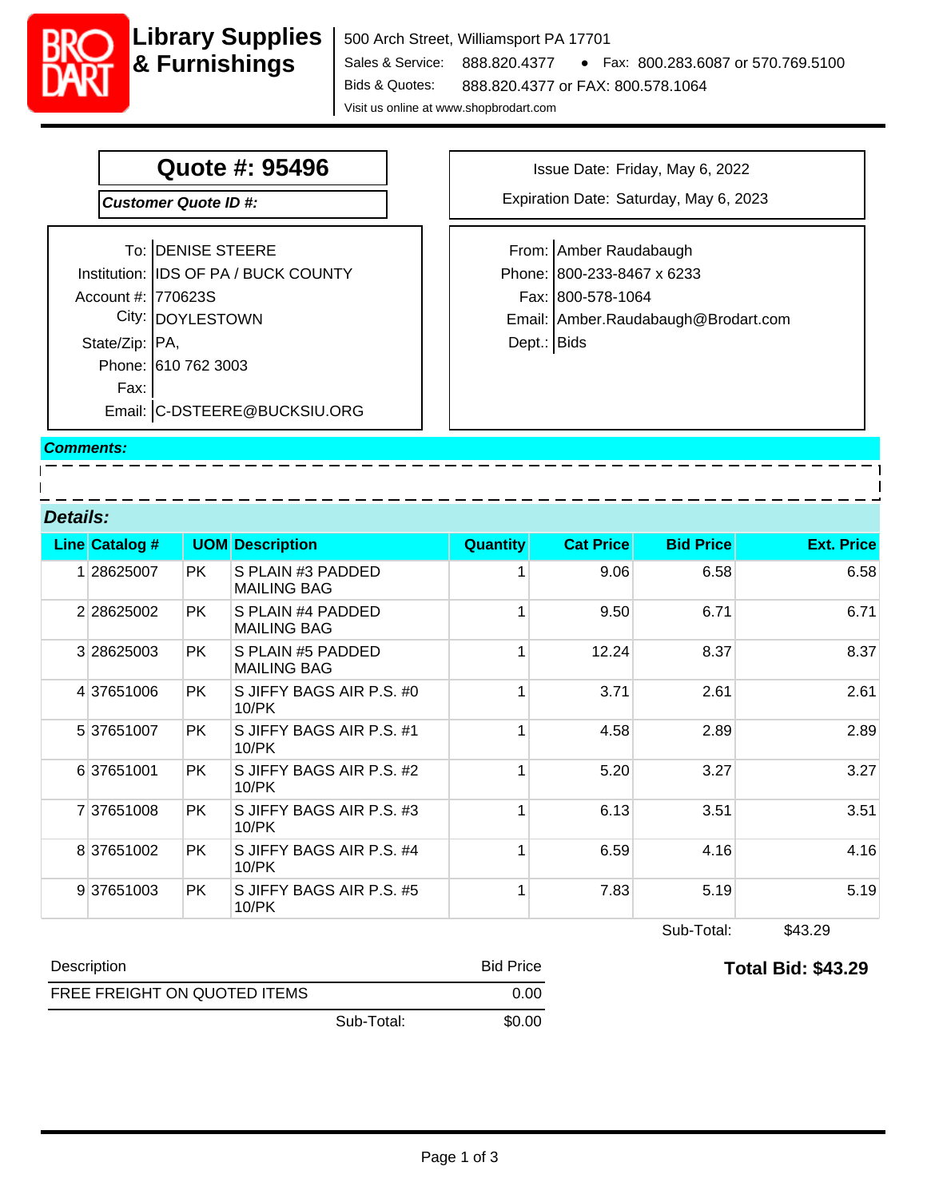**BRODART**

# Library Supplies & Furnishings

500 Arch Street, Williamsport PA 17701
Sales & Service: 888.820.4377 • Fax: 800.283.6087 or 570.769.5100
Bids & Quotes: 888.820.4377 or FAX: 800.578.1064
Visit us online at www.shopbrodart.com

## Quote #: 95496

***Customer Quote ID #:***

Issue Date: Friday, May 6, 2022
Expiration Date: Saturday, May 6, 2023

| | |
|---|---|
| To: | DENISE STEERE |
| Institution: | IDS OF PA / BUCK COUNTY |
| Account #: | 770623S |
| City: | DOYLESTOWN |
| State/Zip: | PA, |
| Phone: | 610 762 3003 |
| Fax: | |
| Email: | C-DSTEERE@BUCKSIU.ORG |

| | |
|---|---|
| From: | Amber Raudabaugh |
| Phone: | 800-233-8467 x 6233 |
| Fax: | 800-578-1064 |
| Email: | Amber.Raudabaugh@Brodart.com |
| Dept.: | Bids |

***Comments:***

***Details:***

| Line | Catalog # | UOM | Description | Quantity | Cat Price | Bid Price | Ext. Price |
|---|---|---|---|---|---|---|---|
| 1 | 28625007 | PK | S PLAIN #3 PADDED MAILING BAG | 1 | 9.06 | 6.58 | 6.58 |
| 2 | 28625002 | PK | S PLAIN #4 PADDED MAILING BAG | 1 | 9.50 | 6.71 | 6.71 |
| 3 | 28625003 | PK | S PLAIN #5 PADDED MAILING BAG | 1 | 12.24 | 8.37 | 8.37 |
| 4 | 37651006 | PK | S JIFFY BAGS AIR P.S. #0 10/PK | 1 | 3.71 | 2.61 | 2.61 |
| 5 | 37651007 | PK | S JIFFY BAGS AIR P.S. #1 10/PK | 1 | 4.58 | 2.89 | 2.89 |
| 6 | 37651001 | PK | S JIFFY BAGS AIR P.S. #2 10/PK | 1 | 5.20 | 3.27 | 3.27 |
| 7 | 37651008 | PK | S JIFFY BAGS AIR P.S. #3 10/PK | 1 | 6.13 | 3.51 | 3.51 |
| 8 | 37651002 | PK | S JIFFY BAGS AIR P.S. #4 10/PK | 1 | 6.59 | 4.16 | 4.16 |
| 9 | 37651003 | PK | S JIFFY BAGS AIR P.S. #5 10/PK | 1 | 7.83 | 5.19 | 5.19 |

Sub-Total: $43.29

| Description | Bid Price |
|---|---|
| FREE FREIGHT ON QUOTED ITEMS | 0.00 |
| Sub-Total: | $0.00 |

**Total Bid: $43.29**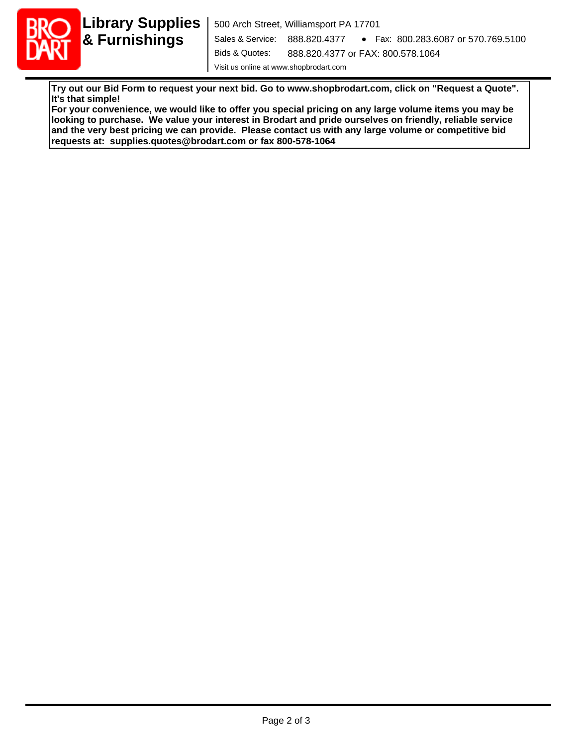**Library Supplies & Furnishings**

500 Arch Street, Williamsport PA 17701

Sales & Service: 888.820.4377 • Fax: 800.283.6087 or 570.769.5100

Bids & Quotes: 888.820.4377 or FAX: 800.578.1064

Visit us online at www.shopbrodart.com

**Try out our Bid Form to request your next bid. Go to www.shopbrodart.com, click on "Request a Quote". It's that simple!**
**For your convenience, we would like to offer you special pricing on any large volume items you may be looking to purchase. We value your interest in Brodart and pride ourselves on friendly, reliable service and the very best pricing we can provide. Please contact us with any large volume or competitive bid requests at: supplies.quotes@brodart.com or fax 800-578-1064**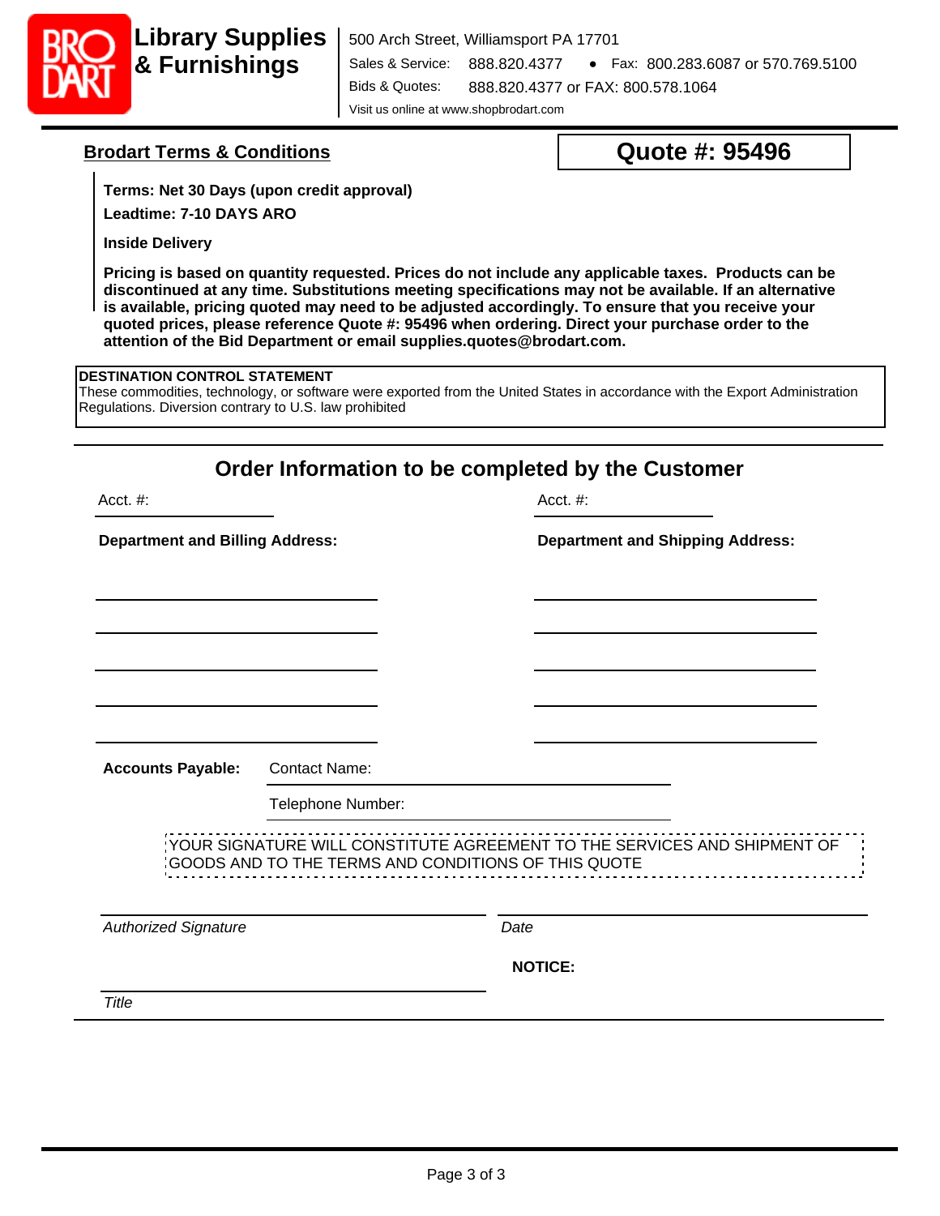**Library Supplies & Furnishings**

500 Arch Street, Williamsport PA 17701

Sales & Service: 888.820.4377 • Fax: 800.283.6087 or 570.769.5100

Bids & Quotes: 888.820.4377 or FAX: 800.578.1064

Visit us online at www.shopbrodart.com

## Brodart Terms & Conditions

## Quote #: 95496

**Terms: Net 30 Days (upon credit approval)**

**Leadtime: 7-10 DAYS ARO**

**Inside Delivery**

**Pricing is based on quantity requested. Prices do not include any applicable taxes. Products can be discontinued at any time. Substitutions meeting specifications may not be available. If an alternative is available, pricing quoted may need to be adjusted accordingly. To ensure that you receive your quoted prices, please reference Quote #: 95496 when ordering. Direct your purchase order to the attention of the Bid Department or email supplies.quotes@brodart.com.**

**DESTINATION CONTROL STATEMENT**
These commodities, technology, or software were exported from the United States in accordance with the Export Administration Regulations. Diversion contrary to U.S. law prohibited

## Order Information to be completed by the Customer

Acct. #: ____________________

**Department and Billing Address:**

____________________

____________________

____________________

____________________

____________________

Acct. #: ____________________

**Department and Shipping Address:**

____________________

____________________

____________________

____________________

____________________

**Accounts Payable:** Contact Name: ____________________

Telephone Number: ____________________

YOUR SIGNATURE WILL CONSTITUTE AGREEMENT TO THE SERVICES AND SHIPMENT OF GOODS AND TO THE TERMS AND CONDITIONS OF THIS QUOTE

____________________
*Authorized Signature*

____________________
*Date*

**NOTICE:**

____________________
*Title*